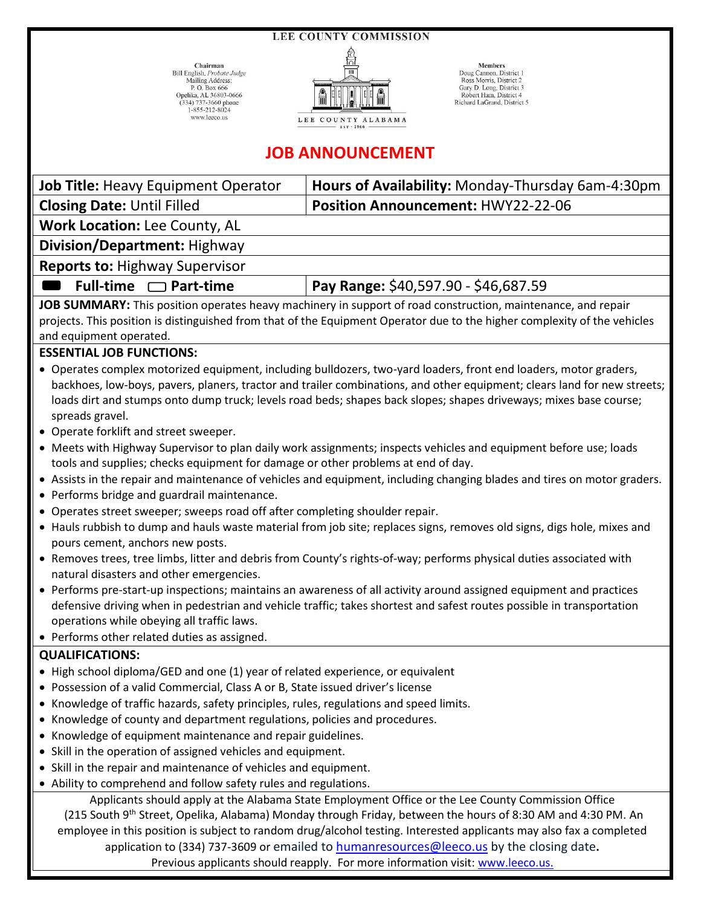LEE COUNTY COMMISSION

Chairman
Bill English, *Probate Judge*
Mailing Address:
P. O. Box 666
Opelika, AL 36803-0666
(334) 737-3660 phone
1-855-212-8024
www.leeco.us

LEE COUNTY ALABAMA
EST · 1866

Members
Doug Cannon, District 1
Ross Morris, District 2
Gary D. Long, District 3
Robert Ham, District 4
Richard LaGrand, District 5

# JOB ANNOUNCEMENT

| **Job Title:** Heavy Equipment Operator | **Hours of Availability:** Monday-Thursday 6am-4:30pm |
|---|---|
| **Closing Date:** Until Filled | **Position Announcement:** HWY22-22-06 |
| **Work Location:** Lee County, AL | |
| **Division/Department:** Highway | |
| **Reports to:** Highway Supervisor | |
| ■ **Full-time** ☐ **Part-time** | **Pay Range:** $40,597.90 - $46,687.59 |

**JOB SUMMARY:** This position operates heavy machinery in support of road construction, maintenance, and repair projects. This position is distinguished from that of the Equipment Operator due to the higher complexity of the vehicles and equipment operated.

**ESSENTIAL JOB FUNCTIONS:**

- Operates complex motorized equipment, including bulldozers, two-yard loaders, front end loaders, motor graders, backhoes, low-boys, pavers, planers, tractor and trailer combinations, and other equipment; clears land for new streets; loads dirt and stumps onto dump truck; levels road beds; shapes back slopes; shapes driveways; mixes base course; spreads gravel.
- Operate forklift and street sweeper.
- Meets with Highway Supervisor to plan daily work assignments; inspects vehicles and equipment before use; loads tools and supplies; checks equipment for damage or other problems at end of day.
- Assists in the repair and maintenance of vehicles and equipment, including changing blades and tires on motor graders.
- Performs bridge and guardrail maintenance.
- Operates street sweeper; sweeps road off after completing shoulder repair.
- Hauls rubbish to dump and hauls waste material from job site; replaces signs, removes old signs, digs hole, mixes and pours cement, anchors new posts.
- Removes trees, tree limbs, litter and debris from County's rights-of-way; performs physical duties associated with natural disasters and other emergencies.
- Performs pre-start-up inspections; maintains an awareness of all activity around assigned equipment and practices defensive driving when in pedestrian and vehicle traffic; takes shortest and safest routes possible in transportation operations while obeying all traffic laws.
- Performs other related duties as assigned.

**QUALIFICATIONS:**

- High school diploma/GED and one (1) year of related experience, or equivalent
- Possession of a valid Commercial, Class A or B, State issued driver's license
- Knowledge of traffic hazards, safety principles, rules, regulations and speed limits.
- Knowledge of county and department regulations, policies and procedures.
- Knowledge of equipment maintenance and repair guidelines.
- Skill in the operation of assigned vehicles and equipment.
- Skill in the repair and maintenance of vehicles and equipment.
- Ability to comprehend and follow safety rules and regulations.

Applicants should apply at the Alabama State Employment Office or the Lee County Commission Office (215 South 9th Street, Opelika, Alabama) Monday through Friday, between the hours of 8:30 AM and 4:30 PM. An employee in this position is subject to random drug/alcohol testing. Interested applicants may also fax a completed application to (334) 737-3609 or emailed to humanresources@leeco.us by the closing date**.**
Previous applicants should reapply. For more information visit: www.leeco.us.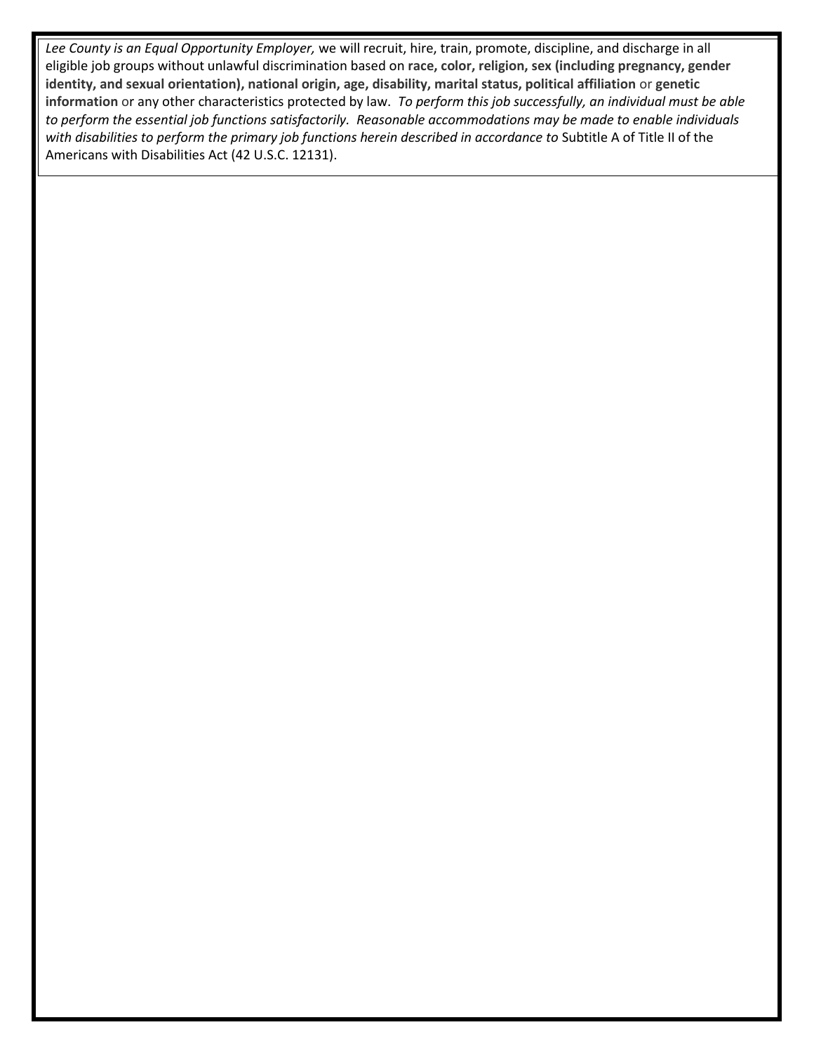*Lee County is an Equal Opportunity Employer,* we will recruit, hire, train, promote, discipline, and discharge in all eligible job groups without unlawful discrimination based on **race, color, religion, sex (including pregnancy, gender identity, and sexual orientation), national origin, age, disability, marital status, political affiliation** or **genetic information** or any other characteristics protected by law. *To perform this job successfully, an individual must be able to perform the essential job functions satisfactorily. Reasonable accommodations may be made to enable individuals with disabilities to perform the primary job functions herein described in accordance to* Subtitle A of Title II of the Americans with Disabilities Act (42 U.S.C. 12131).